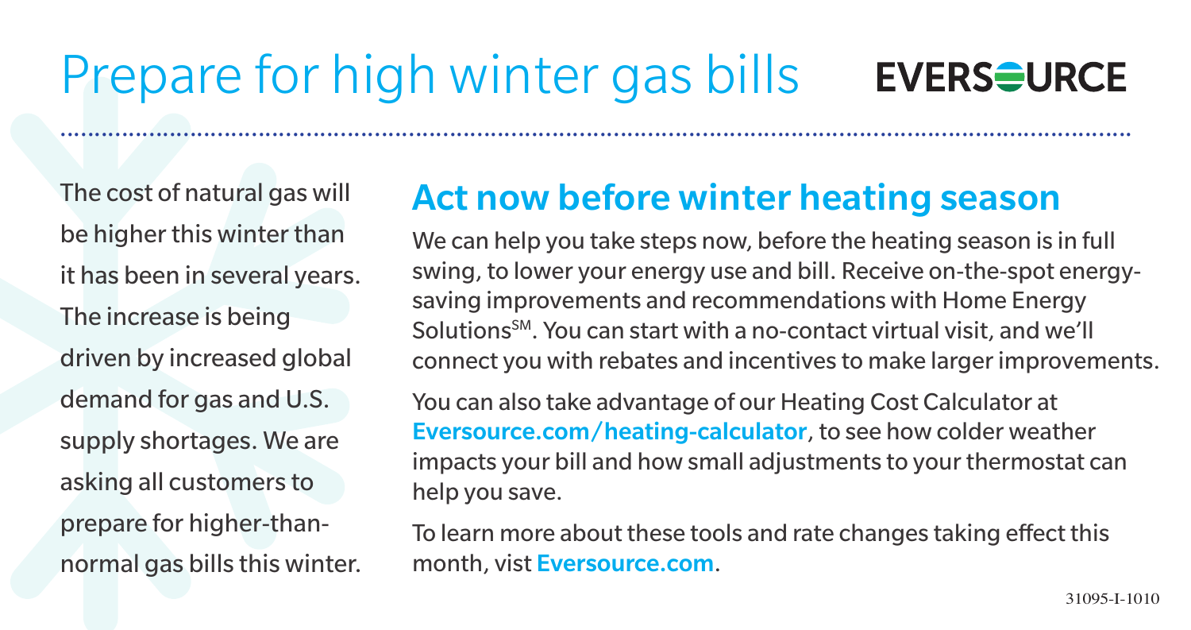# Prepare for high winter gas bills

EVERSOURCE

The cost of natural gas will be higher this winter than it has been in several years. The increase is being driven by increased global demand for gas and U.S. supply shortages. We are asking all customers to prepare for higher-than-normal gas bills this winter.

## Act now before winter heating season

We can help you take steps now, before the heating season is in full swing, to lower your energy use and bill. Receive on-the-spot energy-saving improvements and recommendations with Home Energy Solutions℠. You can start with a no-contact virtual visit, and we'll connect you with rebates and incentives to make larger improvements.

You can also take advantage of our Heating Cost Calculator at **Eversource.com/heating-calculator**, to see how colder weather impacts your bill and how small adjustments to your thermostat can help you save.

To learn more about these tools and rate changes taking effect this month, vist **Eversource.com**.

31095-I-1010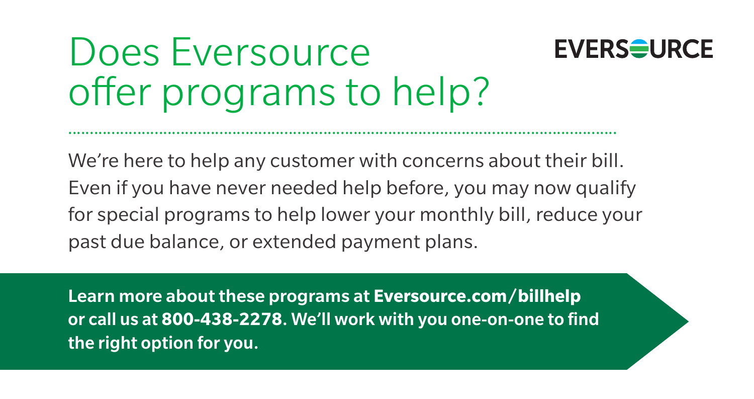# Does Eversource offer programs to help?

EVERSOURCE

We're here to help any customer with concerns about their bill. Even if you have never needed help before, you may now qualify for special programs to help lower your monthly bill, reduce your past due balance, or extended payment plans.

**Learn more about these programs at Eversource.com/billhelp or call us at 800-438-2278. We'll work with you one-on-one to find the right option for you.**